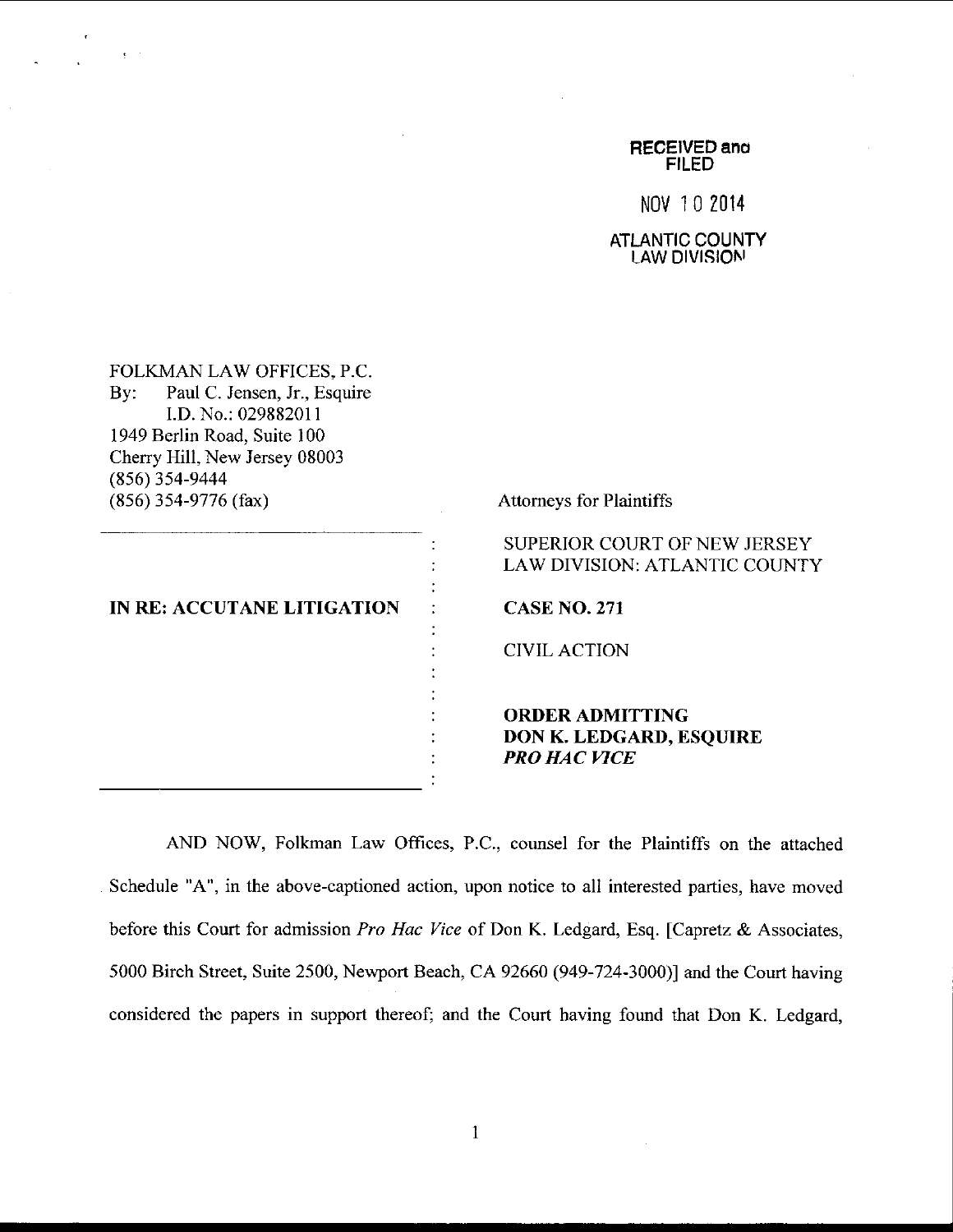RECEIVED and FILED

NOV 10 2014

ATLANTIC COUNTY LAW DIVISION

FOLKMAN LAW OFFICES, P.C.
By: Paul C. Jensen, Jr., Esquire
I.D. No.: 029882011
1949 Berlin Road, Suite 100
Cherry Hill, New Jersey 08003
(856) 354-9444
(856) 354-9776 (fax)

Attorneys for Plaintiffs

| | |
|---|---|
| **IN RE: ACCUTANE LITIGATION** | SUPERIOR COURT OF NEW JERSEY<br>LAW DIVISION: ATLANTIC COUNTY<br><br>**CASE NO. 271**<br><br>CIVIL ACTION<br><br>**ORDER ADMITTING**<br>**DON K. LEDGARD, ESQUIRE**<br>***PRO HAC VICE*** |

AND NOW, Folkman Law Offices, P.C., counsel for the Plaintiffs on the attached Schedule "A", in the above-captioned action, upon notice to all interested parties, have moved before this Court for admission *Pro Hac Vice* of Don K. Ledgard, Esq. [Capretz & Associates, 5000 Birch Street, Suite 2500, Newport Beach, CA 92660 (949-724-3000)] and the Court having considered the papers in support thereof; and the Court having found that Don K. Ledgard,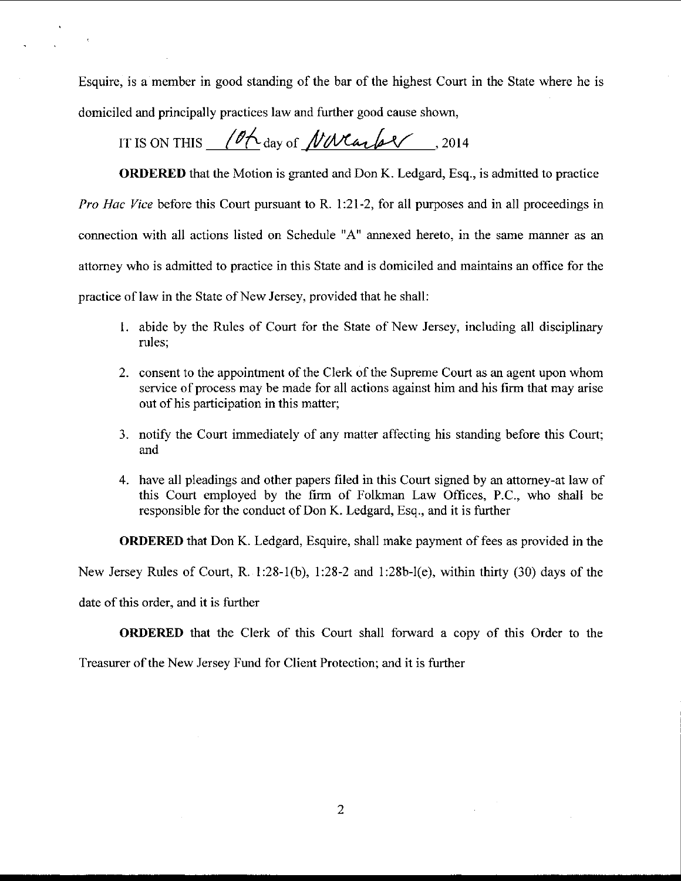Esquire, is a member in good standing of the bar of the highest Court in the State where he is domiciled and principally practices law and further good cause shown,

IT IS ON THIS 10th day of November, 2014

**ORDERED** that the Motion is granted and Don K. Ledgard, Esq., is admitted to practice *Pro Hac Vice* before this Court pursuant to R. 1:21-2, for all purposes and in all proceedings in connection with all actions listed on Schedule "A" annexed hereto, in the same manner as an attorney who is admitted to practice in this State and is domiciled and maintains an office for the practice of law in the State of New Jersey, provided that he shall:

1. abide by the Rules of Court for the State of New Jersey, including all disciplinary rules;
2. consent to the appointment of the Clerk of the Supreme Court as an agent upon whom service of process may be made for all actions against him and his firm that may arise out of his participation in this matter;
3. notify the Court immediately of any matter affecting his standing before this Court; and
4. have all pleadings and other papers filed in this Court signed by an attorney-at law of this Court employed by the firm of Folkman Law Offices, P.C., who shall be responsible for the conduct of Don K. Ledgard, Esq., and it is further

**ORDERED** that Don K. Ledgard, Esquire, shall make payment of fees as provided in the New Jersey Rules of Court, R. 1:28-1(b), 1:28-2 and 1:28b-l(e), within thirty (30) days of the date of this order, and it is further

**ORDERED** that the Clerk of this Court shall forward a copy of this Order to the Treasurer of the New Jersey Fund for Client Protection; and it is further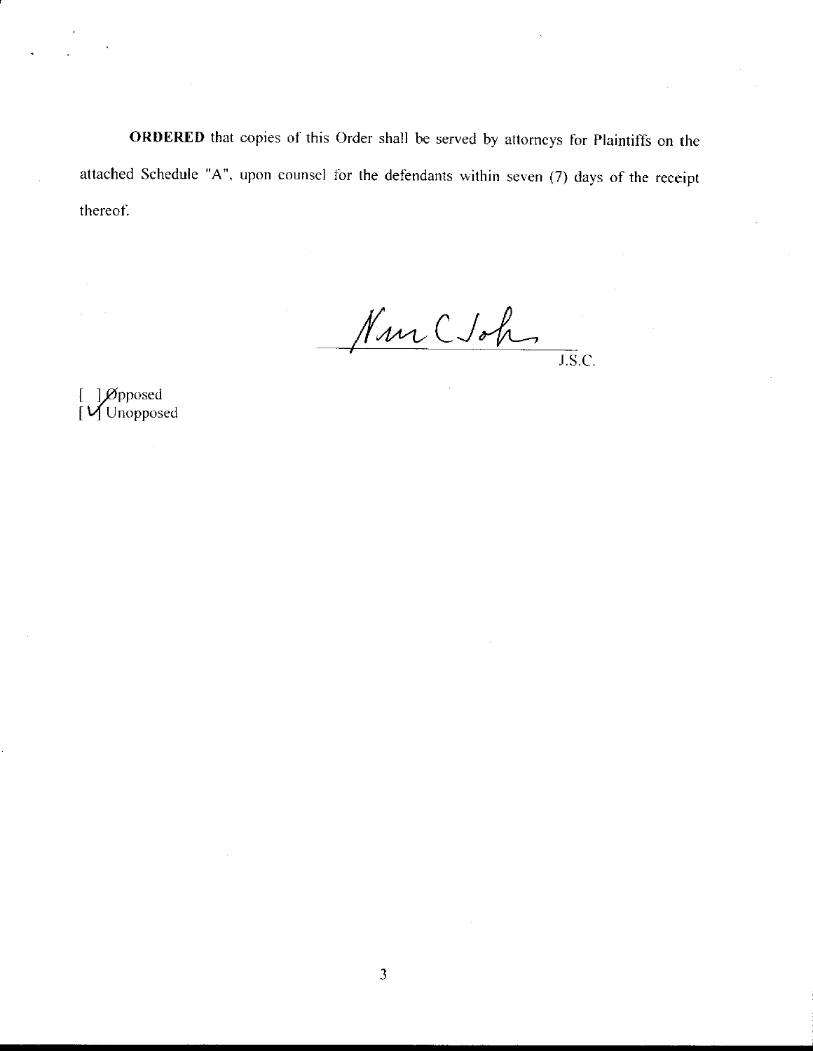**ORDERED** that copies of this Order shall be served by attorneys for Plaintiffs on the attached Schedule "A", upon counsel for the defendants within seven (7) days of the receipt thereof.

Nan C Johs

J.S.C.

[ ] Opposed
[✓] Unopposed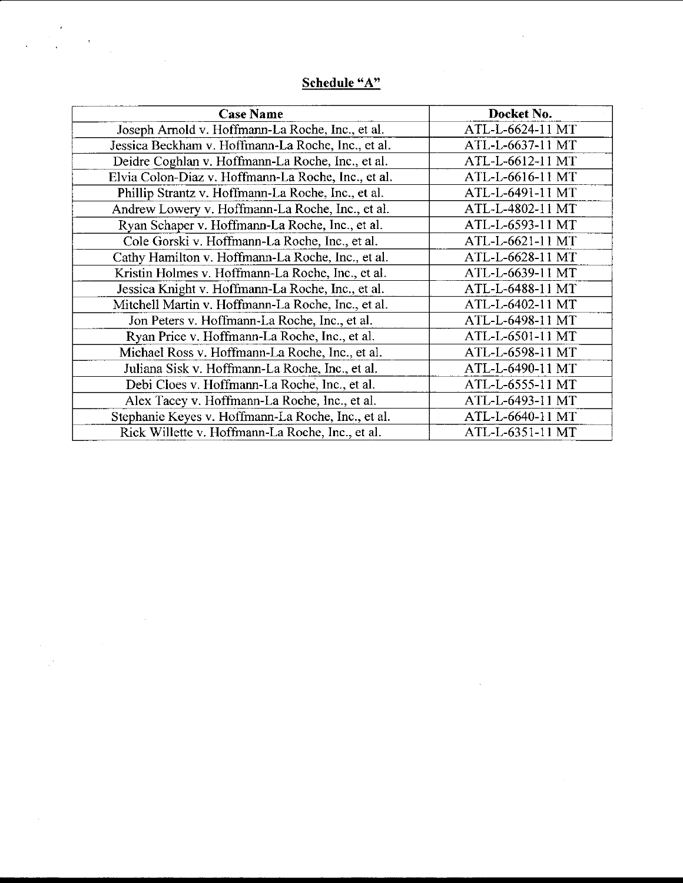**Schedule "A"**

| Case Name | Docket No. |
|---|---|
| Joseph Arnold v. Hoffmann-La Roche, Inc., et al. | ATL-L-6624-11 MT |
| Jessica Beckham v. Hoffmann-La Roche, Inc., et al. | ATL-L-6637-11 MT |
| Deidre Coghlan v. Hoffmann-La Roche, Inc., et al. | ATL-L-6612-11 MT |
| Elvia Colon-Diaz v. Hoffmann-La Roche, Inc., et al. | ATL-L-6616-11 MT |
| Phillip Strantz v. Hoffmann-La Roche, Inc., et al. | ATL-L-6491-11 MT |
| Andrew Lowery v. Hoffmann-La Roche, Inc., et al. | ATL-L-4802-11 MT |
| Ryan Schaper v. Hoffmann-La Roche, Inc., et al. | ATL-L-6593-11 MT |
| Cole Gorski v. Hoffmann-La Roche, Inc., et al. | ATL-L-6621-11 MT |
| Cathy Hamilton v. Hoffmann-La Roche, Inc., et al. | ATL-L-6628-11 MT |
| Kristin Holmes v. Hoffmann-La Roche, Inc., et al. | ATL-L-6639-11 MT |
| Jessica Knight v. Hoffmann-La Roche, Inc., et al. | ATL-L-6488-11 MT |
| Mitchell Martin v. Hoffmann-La Roche, Inc., et al. | ATL-L-6402-11 MT |
| Jon Peters v. Hoffmann-La Roche, Inc., et al. | ATL-L-6498-11 MT |
| Ryan Price v. Hoffmann-La Roche, Inc., et al. | ATL-L-6501-11 MT |
| Michael Ross v. Hoffmann-La Roche, Inc., et al. | ATL-L-6598-11 MT |
| Juliana Sisk v. Hoffmann-La Roche, Inc., et al. | ATL-L-6490-11 MT |
| Debi Cloes v. Hoffmann-La Roche, Inc., et al. | ATL-L-6555-11 MT |
| Alex Tacey v. Hoffmann-La Roche, Inc., et al. | ATL-L-6493-11 MT |
| Stephanie Keyes v. Hoffmann-La Roche, Inc., et al. | ATL-L-6640-11 MT |
| Rick Willette v. Hoffmann-La Roche, Inc., et al. | ATL-L-6351-11 MT |